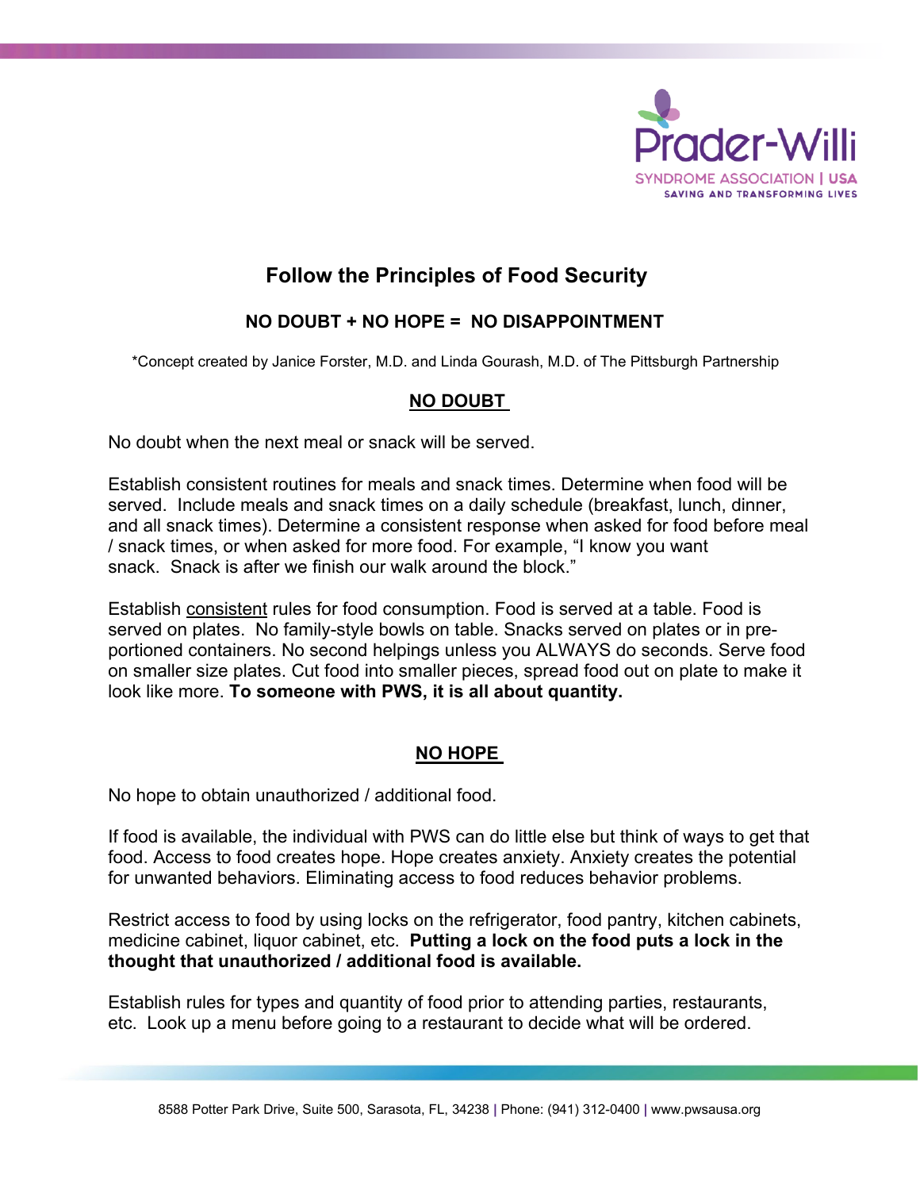# Follow the Principles of Food Security

## NO DOUBT + NO HOPE = NO DISAPPOINTMENT

*Concept created by Janice Forster, M.D. and Linda Gourash, M.D. of The Pittsburgh Partnership

### NO DOUBT

No doubt when the next meal or snack will be served.

Establish consistent routines for meals and snack times. Determine when food will be served. Include meals and snack times on a daily schedule (breakfast, lunch, dinner, and all snack times). Determine a consistent response when asked for food before meal / snack times, or when asked for more food. For example, "I know you want snack. Snack is after we finish our walk around the block."

Establish consistent rules for food consumption. Food is served at a table. Food is served on plates. No family-style bowls on table. Snacks served on plates or in pre-portioned containers. No second helpings unless you ALWAYS do seconds. Serve food on smaller size plates. Cut food into smaller pieces, spread food out on plate to make it look like more. **To someone with PWS, it is all about quantity.**

### NO HOPE

No hope to obtain unauthorized / additional food.

If food is available, the individual with PWS can do little else but think of ways to get that food. Access to food creates hope. Hope creates anxiety. Anxiety creates the potential for unwanted behaviors. Eliminating access to food reduces behavior problems.

Restrict access to food by using locks on the refrigerator, food pantry, kitchen cabinets, medicine cabinet, liquor cabinet, etc. **Putting a lock on the food puts a lock in the thought that unauthorized / additional food is available.**

Establish rules for types and quantity of food prior to attending parties, restaurants, etc. Look up a menu before going to a restaurant to decide what will be ordered.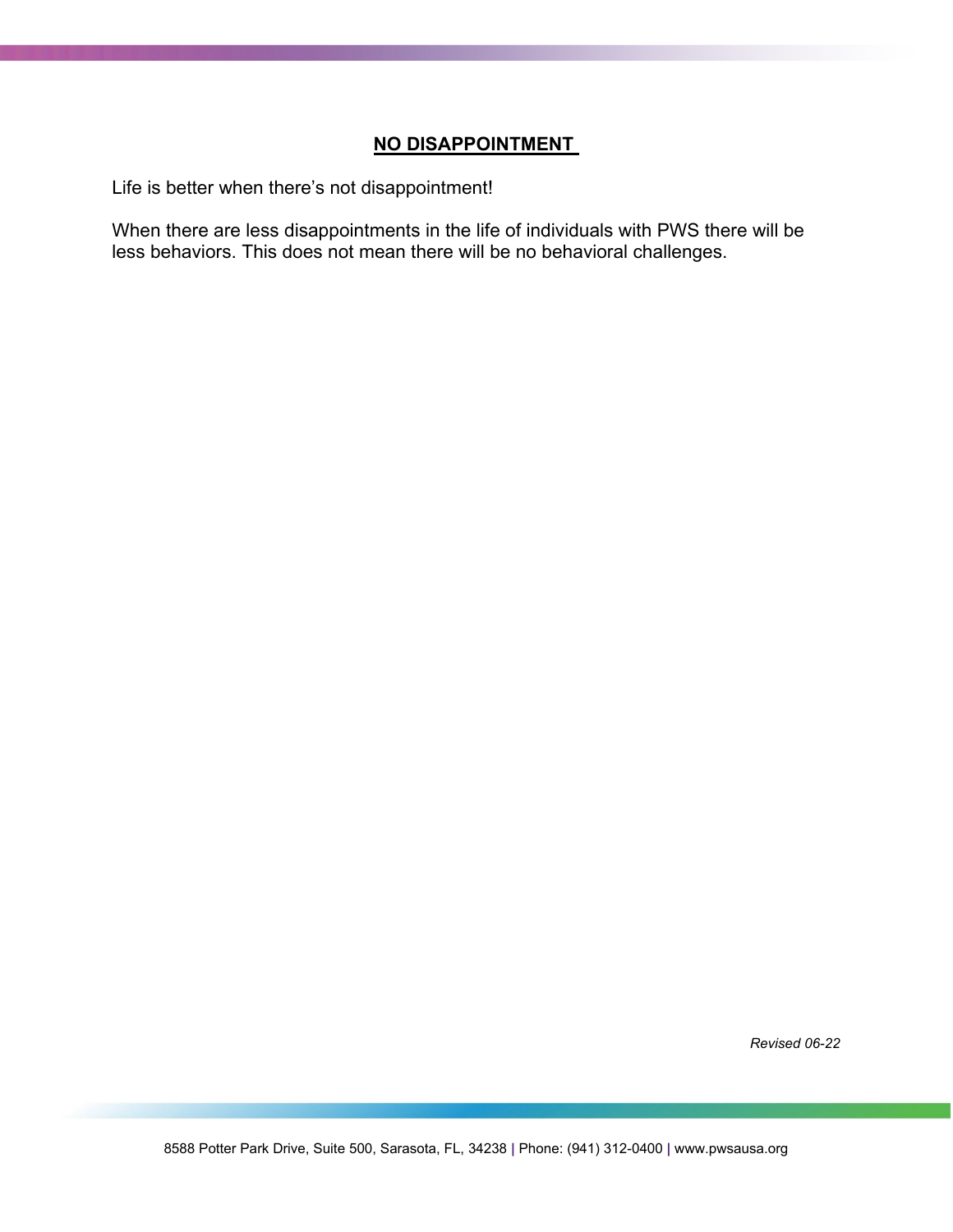## NO DISAPPOINTMENT

Life is better when there's not disappointment!

When there are less disappointments in the life of individuals with PWS there will be less behaviors. This does not mean there will be no behavioral challenges.

*Revised 06-22*